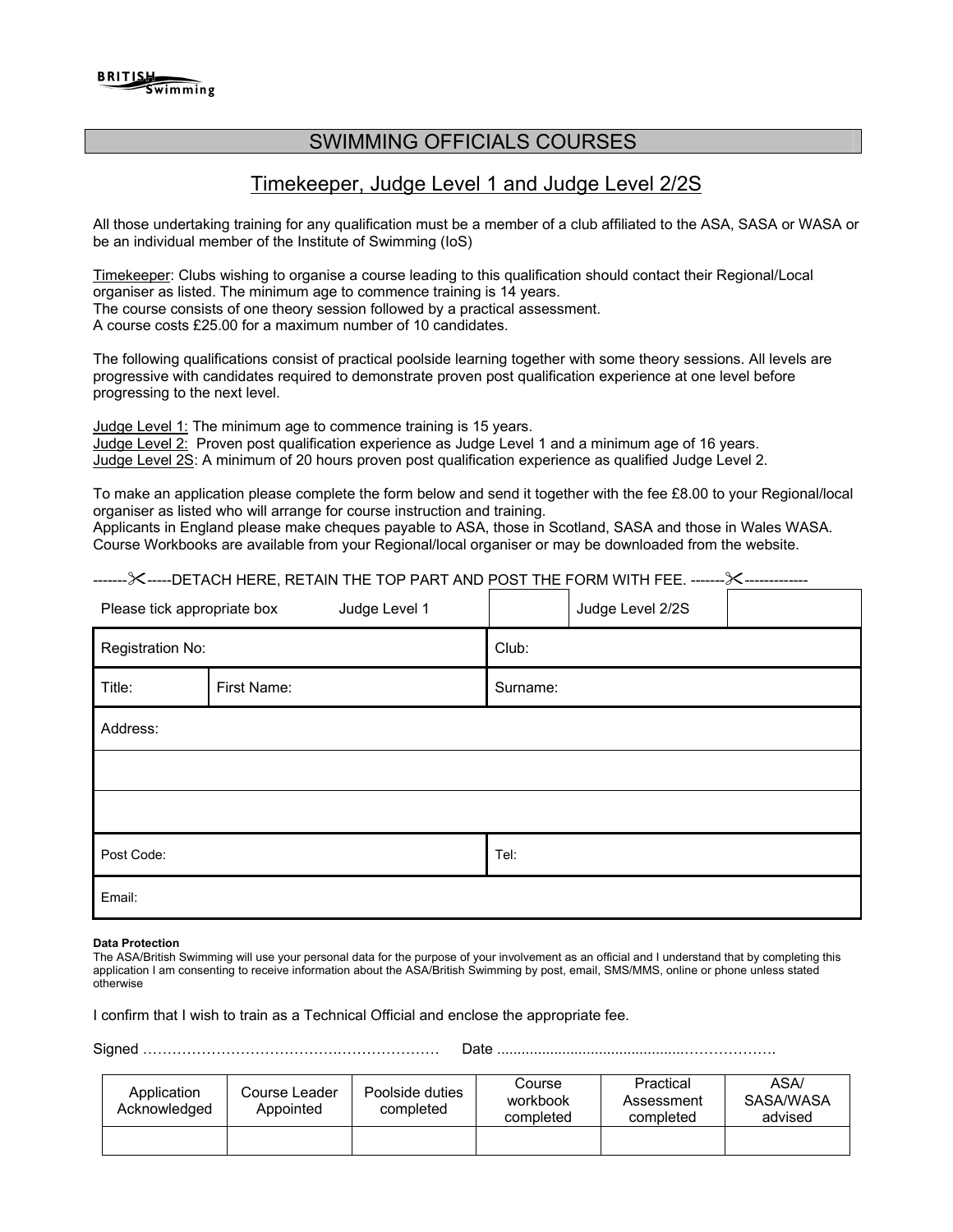BRITISH Swimming

# SWIMMING OFFICIALS COURSES

## Timekeeper, Judge Level 1 and Judge Level 2/2S

All those undertaking training for any qualification must be a member of a club affiliated to the ASA, SASA or WASA or be an individual member of the Institute of Swimming (IoS)

Timekeeper: Clubs wishing to organise a course leading to this qualification should contact their Regional/Local organiser as listed. The minimum age to commence training is 14 years.
The course consists of one theory session followed by a practical assessment.
A course costs £25.00 for a maximum number of 10 candidates.

The following qualifications consist of practical poolside learning together with some theory sessions. All levels are progressive with candidates required to demonstrate proven post qualification experience at one level before progressing to the next level.

Judge Level 1: The minimum age to commence training is 15 years.
Judge Level 2: Proven post qualification experience as Judge Level 1 and a minimum age of 16 years.
Judge Level 2S: A minimum of 20 hours proven post qualification experience as qualified Judge Level 2.

To make an application please complete the form below and send it together with the fee £8.00 to your Regional/local organiser as listed who will arrange for course instruction and training.
Applicants in England please make cheques payable to ASA, those in Scotland, SASA and those in Wales WASA.
Course Workbooks are available from your Regional/local organiser or may be downloaded from the website.

-------✂-----DETACH HERE, RETAIN THE TOP PART AND POST THE FORM WITH FEE. -------✂------------

| Please tick appropriate box | Judge Level 1 | | Judge Level 2/2S | |
|---|---|---|---|---|
| Registration No: | | Club: | | |
| Title: | First Name: | Surname: | | |
| Address: | | | | |
| | | | | |
| | | | | |
| Post Code: | | Tel: | | |
| Email: | | | | |

**Data Protection**
The ASA/British Swimming will use your personal data for the purpose of your involvement as an official and I understand that by completing this application I am consenting to receive information about the ASA/British Swimming by post, email, SMS/MMS, online or phone unless stated otherwise

I confirm that I wish to train as a Technical Official and enclose the appropriate fee.

Signed ………………………………….………………… Date ..........................................……………….

| Application Acknowledged | Course Leader Appointed | Poolside duties completed | Course workbook completed | Practical Assessment completed | ASA/ SASA/WASA advised |
|---|---|---|---|---|---|
| | | | | | |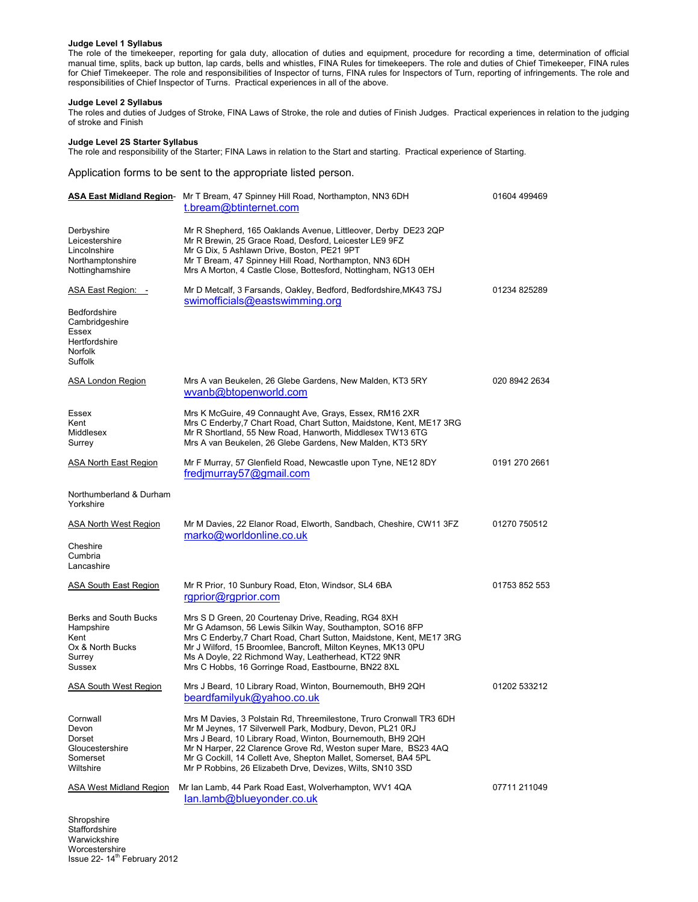**Judge Level 1 Syllabus**

The role of the timekeeper, reporting for gala duty, allocation of duties and equipment, procedure for recording a time, determination of official manual time, splits, back up button, lap cards, bells and whistles, FINA Rules for timekeepers. The role and duties of Chief Timekeeper, FINA rules for Chief Timekeeper. The role and responsibilities of Inspector of turns, FINA rules for Inspectors of Turn, reporting of infringements. The role and responsibilities of Chief Inspector of Turns. Practical experiences in all of the above.

**Judge Level 2 Syllabus**

The roles and duties of Judges of Stroke, FINA Laws of Stroke, the role and duties of Finish Judges. Practical experiences in relation to the judging of stroke and Finish

**Judge Level 2S Starter Syllabus**

The role and responsibility of the Starter; FINA Laws in relation to the Start and starting. Practical experience of Starting.

Application forms to be sent to the appropriate listed person.

| Region / County | Contact | Telephone |
|---|---|---|
| ASA East Midland Region- | Mr T Bream, 47 Spinney Hill Road, Northampton, NN3 6DH<br>t.bream@btinternet.com | 01604 499469 |
| Derbyshire | Mr R Shepherd, 165 Oaklands Avenue, Littleover, Derby DE23 2QP | |
| Leicestershire | Mr R Brewin, 25 Grace Road, Desford, Leicester LE9 9FZ | |
| Lincolnshire | Mr G Dix, 5 Ashlawn Drive, Boston, PE21 9PT | |
| Northamptonshire | Mr T Bream, 47 Spinney Hill Road, Northampton, NN3 6DH | |
| Nottinghamshire | Mrs A Morton, 4 Castle Close, Bottesford, Nottingham, NG13 0EH | |
| ASA East Region: - | Mr D Metcalf, 3 Farsands, Oakley, Bedford, Bedfordshire,MK43 7SJ<br>swimofficials@eastswimming.org | 01234 825289 |
| Bedfordshire<br>Cambridgeshire<br>Essex<br>Hertfordshire<br>Norfolk<br>Suffolk | | |
| ASA London Region | Mrs A van Beukelen, 26 Glebe Gardens, New Malden, KT3 5RY<br>wvanb@btopenworld.com | 020 8942 2634 |
| Essex | Mrs K McGuire, 49 Connaught Ave, Grays, Essex, RM16 2XR | |
| Kent | Mrs C Enderby,7 Chart Road, Chart Sutton, Maidstone, Kent, ME17 3RG | |
| Middlesex | Mr Shortland, 55 New Road, Hanworth, Middlesex TW13 6TG | |
| Surrey | Mrs A van Beukelen, 26 Glebe Gardens, New Malden, KT3 5RY | |
| ASA North East Region | Mr F Murray, 57 Glenfield Road, Newcastle upon Tyne, NE12 8DY<br>fredjmurray57@gmail.com | 0191 270 2661 |
| Northumberland & Durham<br>Yorkshire | | |
| ASA North West Region | Mr M Davies, 22 Elanor Road, Elworth, Sandbach, Cheshire, CW11 3FZ<br>marko@worldonline.co.uk | 01270 750512 |
| Cheshire<br>Cumbria<br>Lancashire | | |
| ASA South East Region | Mr R Prior, 10 Sunbury Road, Eton, Windsor, SL4 6BA<br>rgprior@rgprior.com | 01753 852 553 |
| Berks and South Bucks | Mrs S D Green, 20 Courtenay Drive, Reading, RG4 8XH | |
| Hampshire | Mr G Adamson, 56 Lewis Silkin Way, Southampton, SO16 8FP | |
| Kent | Mrs C Enderby,7 Chart Road, Chart Sutton, Maidstone, Kent, ME17 3RG | |
| Ox & North Bucks | Mr J Wilford, 15 Broomlee, Bancroft, Milton Keynes, MK13 0PU | |
| Surrey | Ms A Doyle, 22 Richmond Way, Leatherhead, KT22 9NR | |
| Sussex | Mrs C Hobbs, 16 Gorringe Road, Eastbourne, BN22 8XL | |
| ASA South West Region | Mrs J Beard, 10 Library Road, Winton, Bournemouth, BH9 2QH<br>beardfamilyuk@yahoo.co.uk | 01202 533212 |
| Cornwall | Mrs M Davies, 3 Polstain Rd, Threemilestone, Truro Cronwall TR3 6DH | |
| Devon | Mr M Jeynes, 17 Silverwell Park, Modbury, Devon, PL21 0RJ | |
| Dorset | Mrs J Beard, 10 Library Road, Winton, Bournemouth, BH9 2QH | |
| Gloucestershire | Mr N Harper, 22 Clarence Grove Rd, Weston super Mare, BS23 4AQ | |
| Somerset | Mr G Cockill, 14 Collett Ave, Shepton Mallet, Somerset, BA4 5PL | |
| Wiltshire | Mr P Robbins, 26 Elizabeth Drve, Devizes, Wilts, SN10 3SD | |
| ASA West Midland Region | Mr Ian Lamb, 44 Park Road East, Wolverhampton, WV1 4QA<br>Ian.lamb@blueyonder.co.uk | 07711 211049 |
| Shropshire<br>Staffordshire<br>Warwickshire<br>Worcestershire | | |

Issue 22- 14th February 2012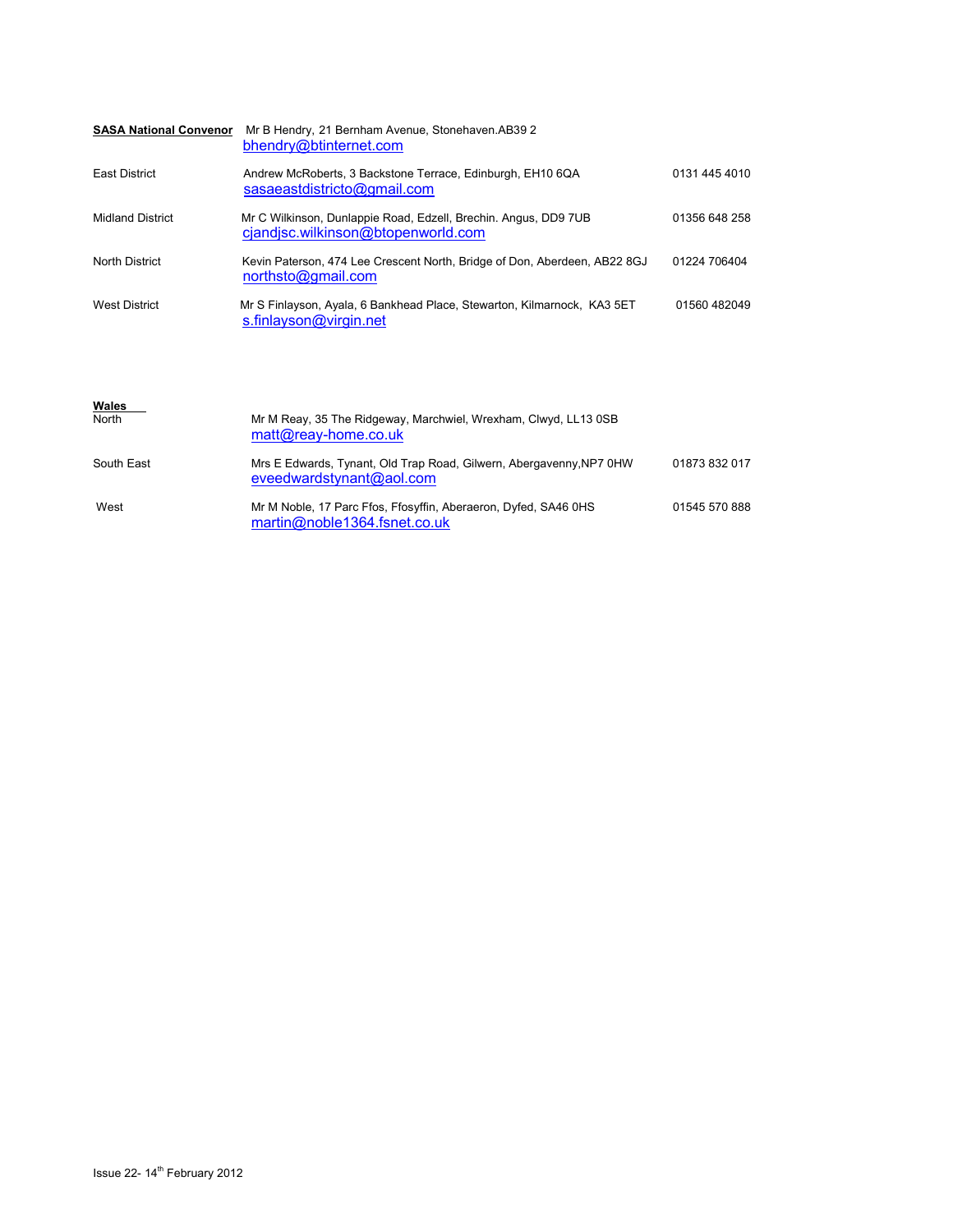| | | |
|---|---|---|
| **SASA National Convenor** | Mr B Hendry, 21 Bernham Avenue, Stonehaven.AB39 2<br>bhendry@btinternet.com | |
| East District | Andrew McRoberts, 3 Backstone Terrace, Edinburgh, EH10 6QA<br>sasaeastdistricto@gmail.com | 0131 445 4010 |
| Midland District | Mr C Wilkinson, Dunlappie Road, Edzell, Brechin. Angus, DD9 7UB<br>cjandjsc.wilkinson@btopenworld.com | 01356 648 258 |
| North District | Kevin Paterson, 474 Lee Crescent North, Bridge of Don, Aberdeen, AB22 8GJ<br>northsto@gmail.com | 01224 706404 |
| West District | Mr S Finlayson, Ayala, 6 Bankhead Place, Stewarton, Kilmarnock, KA3 5ET<br>s.finlayson@virgin.net | 01560 482049 |

**Wales**

| | | |
|---|---|---|
| North | Mr M Reay, 35 The Ridgeway, Marchwiel, Wrexham, Clwyd, LL13 0SB<br>matt@reay-home.co.uk | |
| South East | Mrs E Edwards, Tynant, Old Trap Road, Gilwern, Abergavenny,NP7 0HW<br>eveedwardstynant@aol.com | 01873 832 017 |
| West | Mr M Noble, 17 Parc Ffos, Ffosyffin, Aberaeron, Dyfed, SA46 0HS<br>martin@noble1364.fsnet.co.uk | 01545 570 888 |

Issue 22- 14th February 2012